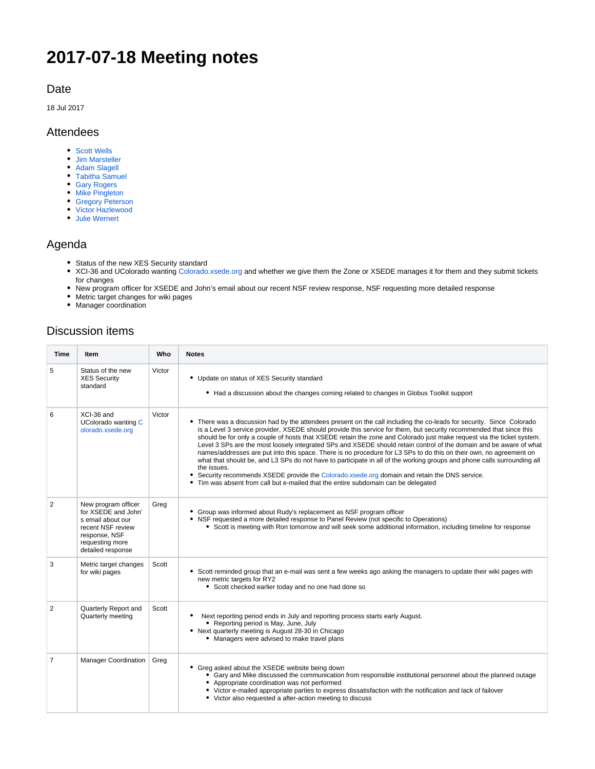# 2017-07-18 Meeting notes

## Date

18 Jul 2017

## Attendees

- Scott Wells
- Jim Marsteller
- Adam Slagell
- Tabitha Samuel
- Gary Rogers
- Mike Pingleton
- Gregory Peterson
- Victor Hazlewood
- Julie Wernert

## Agenda

- Status of the new XES Security standard
- XCI-36 and UColorado wanting Colorado.xsede.org and whether we give them the Zone or XSEDE manages it for them and they submit tickets for changes
- New program officer for XSEDE and John's email about our recent NSF review response, NSF requesting more detailed response
- Metric target changes for wiki pages
- Manager coordination

## Discussion items

| Time | Item | Who | Notes |
|---|---|---|---|
| 5 | Status of the new XES Security standard | Victor | • Update on status of XES Security standard<br>  ◦ Had a discussion about the changes coming related to changes in Globus Toolkit support |
| 6 | XCI-36 and UColorado wanting Colorado.xsede.org | Victor | • There was a discussion had by the attendees present on the call including the co-leads for security. Since Colorado is a Level 3 service provider, XSEDE should provide this service for them, but security recommended that since this should be for only a couple of hosts that XSEDE retain the zone and Colorado just make request via the ticket system. Level 3 SPs are the most loosely integrated SPs and XSEDE should retain control of the domain and be aware of what names/addresses are put into this space. There is no procedure for L3 SPs to do this on their own, no agreement on what that should be, and L3 SPs do not have to participate in all of the working groups and phone calls surrounding all the issues.<br>• Security recommends XSEDE provide the Colorado.xsede.org domain and retain the DNS service.<br>• Tim was absent from call but e-mailed that the entire subdomain can be delegated |
| 2 | New program officer for XSEDE and John's email about our recent NSF review response, NSF requesting more detailed response | Greg | • Group was informed about Rudy's replacement as NSF program officer<br>• NSF requested a more detailed response to Panel Review (not specific to Operations)<br>  ◦ Scott is meeting with Ron tomorrow and will seek some additional information, including timeline for response |
| 3 | Metric target changes for wiki pages | Scott | • Scott reminded group that an e-mail was sent a few weeks ago asking the managers to update their wiki pages with new metric targets for RY2<br>  ◦ Scott checked earlier today and no one had done so |
| 2 | Quarterly Report and Quarterly meeting | Scott | • Next reporting period ends in July and reporting process starts early August.<br>  ◦ Reporting period is May, June, July<br>• Next quarterly meeting is August 28-30 in Chicago<br>  ◦ Managers were advised to make travel plans |
| 7 | Manager Coordination | Greg | • Greg asked about the XSEDE website being down<br>  ◦ Gary and Mike discussed the communication from responsible institutional personnel about the planned outage<br>  ◦ Appropriate coordination was not performed<br>  ◦ Victor e-mailed appropriate parties to express dissatisfaction with the notification and lack of failover<br>  ◦ Victor also requested a after-action meeting to discuss |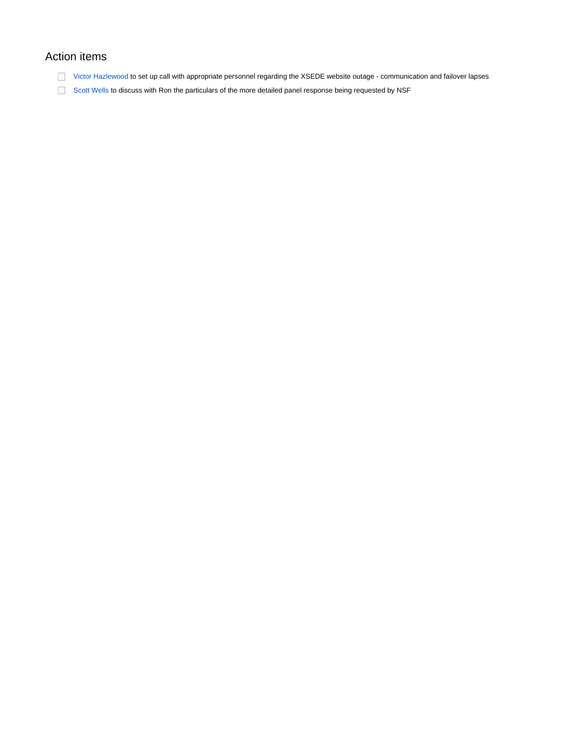## Action items

- [ ] Victor Hazlewood to set up call with appropriate personnel regarding the XSEDE website outage - communication and failover lapses
- [ ] Scott Wells to discuss with Ron the particulars of the more detailed panel response being requested by NSF